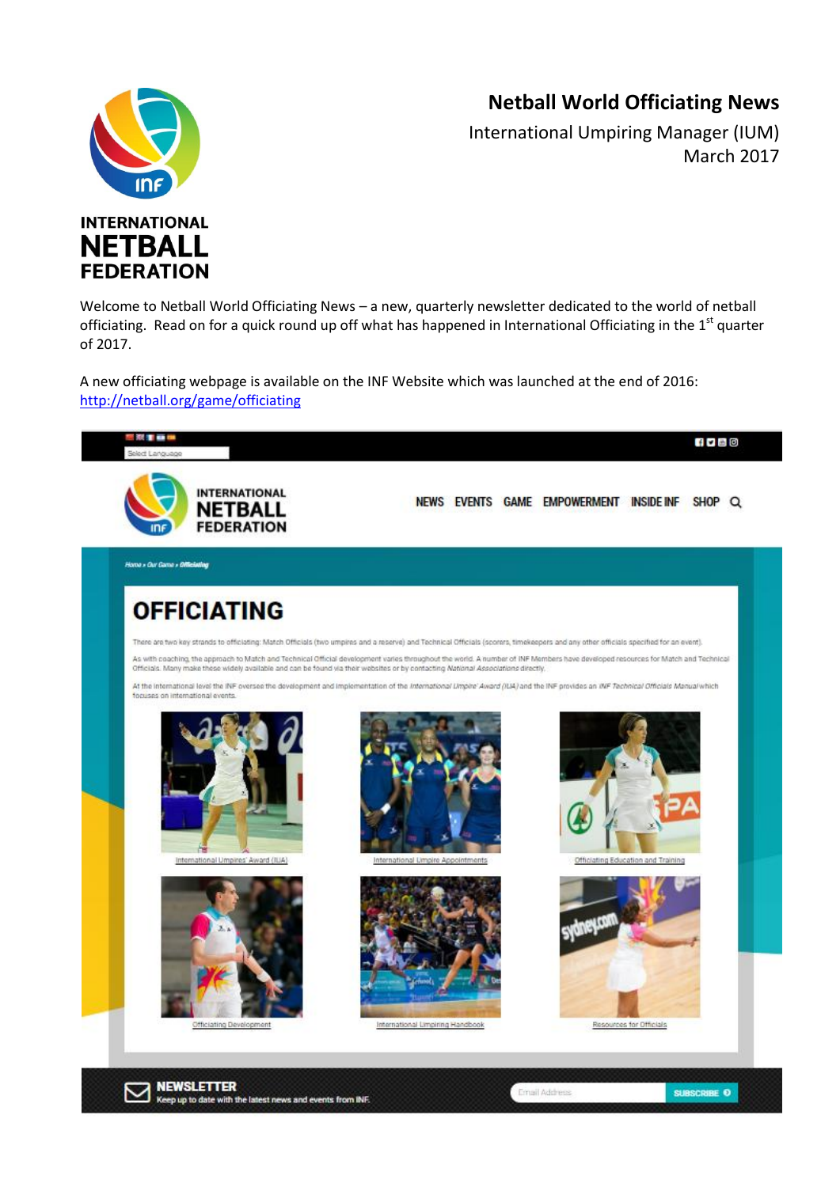INTERNATIONAL NETBALL FEDERATION

# Netball World Officiating News

International Umpiring Manager (IUM)
March 2017

Welcome to Netball World Officiating News – a new, quarterly newsletter dedicated to the world of netball officiating. Read on for a quick round up off what has happened in International Officiating in the 1st quarter of 2017.

A new officiating webpage is available on the INF Website which was launched at the end of 2016: [http://netball.org/game/officiating](http://netball.org/game/officiating)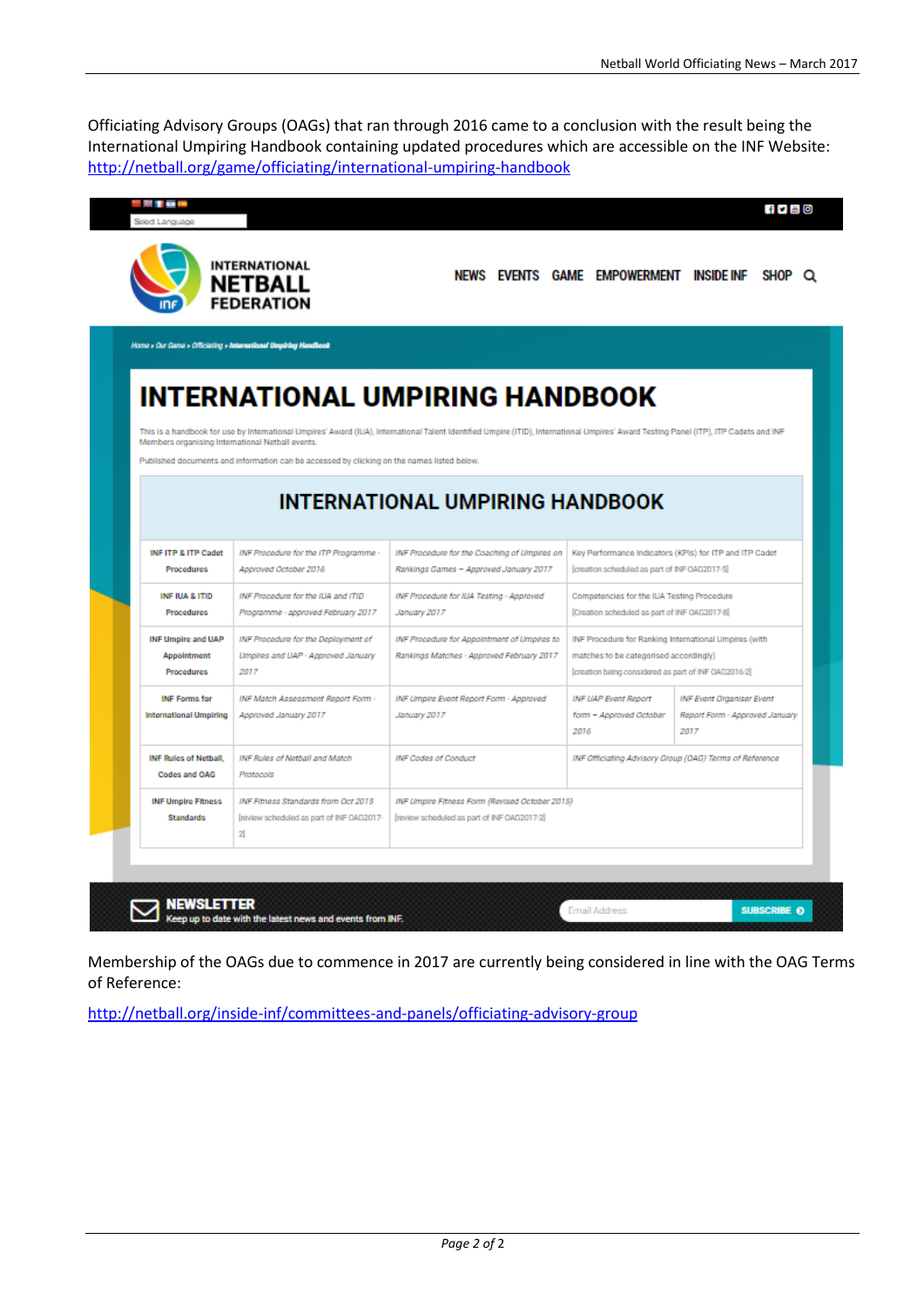Officiating Advisory Groups (OAGs) that ran through 2016 came to a conclusion with the result being the International Umpiring Handbook containing updated procedures which are accessible on the INF Website: http://netball.org/game/officiating/international-umpiring-handbook

Select Language

INTERNATIONAL NETBALL FEDERATION

NEWS EVENTS GAME EMPOWERMENT INSIDE INF SHOP

Home » Our Game » Officiating » International Umpiring Handbook

# INTERNATIONAL UMPIRING HANDBOOK

This is a handbook for use by International Umpires' Award (IUA), International Talent Identified Umpire (ITID), International Umpires' Award Testing Panel (ITP), ITP Cadets and INF Members organising International Netball events.

Published documents and information can be accessed by clicking on the names listed below.

## INTERNATIONAL UMPIRING HANDBOOK

| | | | | |
|---|---|---|---|---|
| INF ITP & ITP Cadet Procedures | INF Procedure for the ITP Programme - Approved October 2016 | INF Procedure for the Coaching of Umpires on Rankings Games – Approved January 2017 | Key Performance Indicators (KPIs) for ITP and ITP Cadet [creation scheduled as part of INF OAG2017-5] | |
| INF IUA & ITID Procedures | INF Procedure for the IUA and ITID Programme - approved February 2017 | INF Procedure for IUA Testing - Approved January 2017 | Competencies for the IUA Testing Procedure [Creation scheduled as part of INF OAG2017-8] | |
| INF Umpire and UAP Appointment Procedures | INF Procedure for the Deployment of Umpires and UAP - Approved January 2017 | INF Procedure for Appointment of Umpires to Rankings Matches - Approved February 2017 | INF Procedure for Ranking International Umpires (with matches to be categorised accordingly) [creation being considered as part of INF OAG2016-2] | |
| INF Forms for International Umpiring | INF Match Assessment Report Form - Approved January 2017 | INF Umpire Event Report Form - Approved January 2017 | INF UAP Event Report form – Approved October 2016 | INF Event Organiser Event Report Form - Approved January 2017 |
| INF Rules of Netball, Codes and OAG | INF Rules of Netball and Match Protocols | INF Codes of Conduct | INF Officiating Advisory Group (OAG) Terms of Reference | |
| INF Umpire Fitness Standards | INF Fitness Standards from Oct 2015 [review scheduled as part of INF OAG2017-2] | INF Umpire Fitness Form (Revised October 2015) [review scheduled as part of INF OAG2017-2] | | |

**NEWSLETTER**
Keep up to date with the latest news and events from INF.

Email Address SUBSCRIBE

Membership of the OAGs due to commence in 2017 are currently being considered in line with the OAG Terms of Reference:

http://netball.org/inside-inf/committees-and-panels/officiating-advisory-group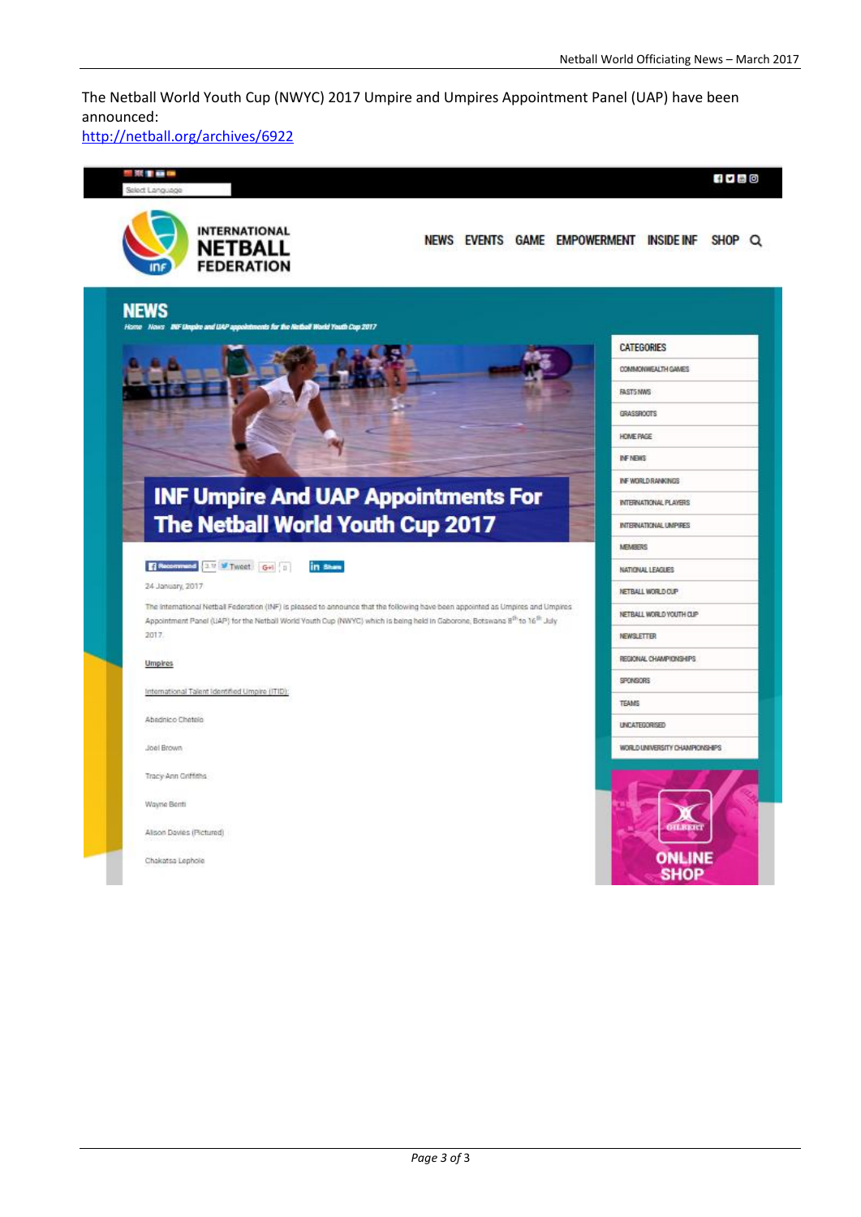The Netball World Youth Cup (NWYC) 2017 Umpire and Umpires Appointment Panel (UAP) have been announced:
http://netball.org/archives/6922

INTERNATIONAL NETBALL FEDERATION

NEWS EVENTS GAME EMPOWERMENT INSIDE INF SHOP

# NEWS

Home News INF Umpire and UAP appointments for the Netball World Youth Cup 2017

## INF Umpire And UAP Appointments For The Netball World Youth Cup 2017

24 January, 2017

The International Netball Federation (INF) is pleased to announce that the following have been appointed as Umpires and Umpires Appointment Panel (UAP) for the Netball World Youth Cup (NWYC) which is being held in Gaborone, Botswana 8th to 16th July 2017.

Umpires

International Talent Identified Umpire (ITID):

Abednico Chetolo

Joel Brown

Tracy-Ann Griffiths

Wayne Benti

Alison Davies (Pictured)

Chakatsa Lephole

CATEGORIES

- COMMONWEALTH GAMES
- FASTS NWS
- GRASSROOTS
- HOME PAGE
- INF NEWS
- INF WORLD RANKINGS
- INTERNATIONAL PLAYERS
- INTERNATIONAL UMPIRES
- MEMBERS
- NATIONAL LEAGUES
- NETBALL WORLD CUP
- NETBALL WORLD YOUTH CUP
- NEWSLETTER
- REGIONAL CHAMPIONSHIPS
- SPONSORS
- TEAMS
- UNCATEGORISED
- WORLD UNIVERSITY CHAMPIONSHIPS

GILBERT ONLINE SHOP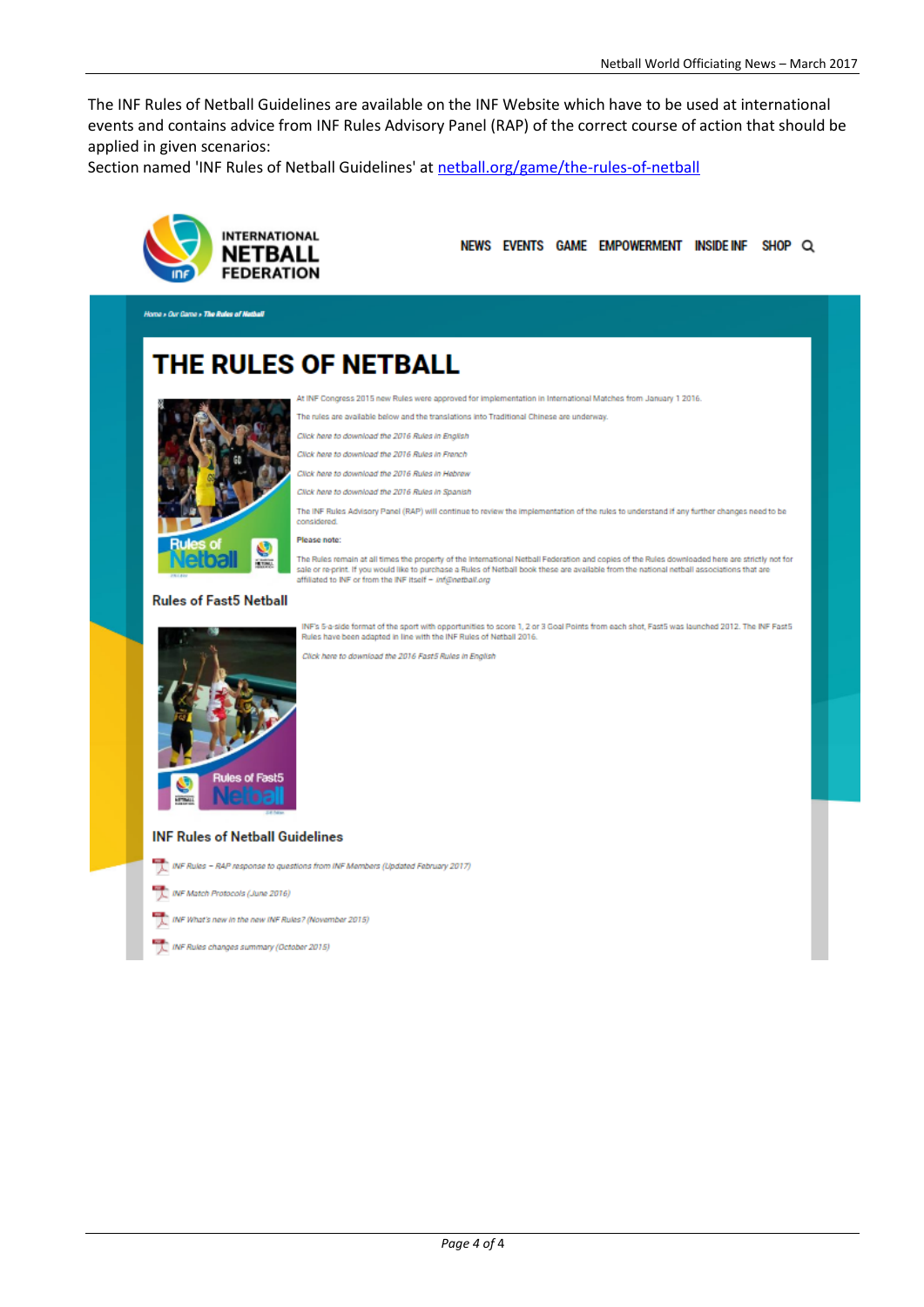The INF Rules of Netball Guidelines are available on the INF Website which have to be used at international events and contains advice from INF Rules Advisory Panel (RAP) of the correct course of action that should be applied in given scenarios:
Section named 'INF Rules of Netball Guidelines' at netball.org/game/the-rules-of-netball

INTERNATIONAL NETBALL FEDERATION

NEWS EVENTS GAME EMPOWERMENT INSIDE INF SHOP

Home » Our Game » The Rules of Netball

# THE RULES OF NETBALL

At INF Congress 2015 new Rules were approved for implementation in International Matches from January 1 2016.

The rules are available below and the translations into Traditional Chinese are underway.

*Click here to download the 2016 Rules in English*

*Click here to download the 2016 Rules in French*

*Click here to download the 2016 Rules in Hebrew*

*Click here to download the 2016 Rules in Spanish*

The INF Rules Advisory Panel (RAP) will continue to review the implementation of the rules to understand if any further changes need to be considered.

**Please note:**

The Rules remain at all times the property of the International Netball Federation and copies of the Rules downloaded here are strictly not for sale or re-print. If you would like to purchase a Rules of Netball book these are available from the national netball associations that are affiliated to INF or from the INF itself – *inf@netball.org*

## Rules of Fast5 Netball

INF's 5-a-side format of the sport with opportunities to score 1, 2 or 3 Goal Points from each shot, Fast5 was launched 2012. The INF Fast5 Rules have been adapted in line with the INF Rules of Netball 2016.

*Click here to download the 2016 Fast5 Rules in English*

## INF Rules of Netball Guidelines

- *INF Rules – RAP response to questions from INF Members (Updated February 2017)*
- *INF Match Protocols (June 2016)*
- *INF What's new in the new INF Rules? (November 2015)*
- *INF Rules changes summary (October 2015)*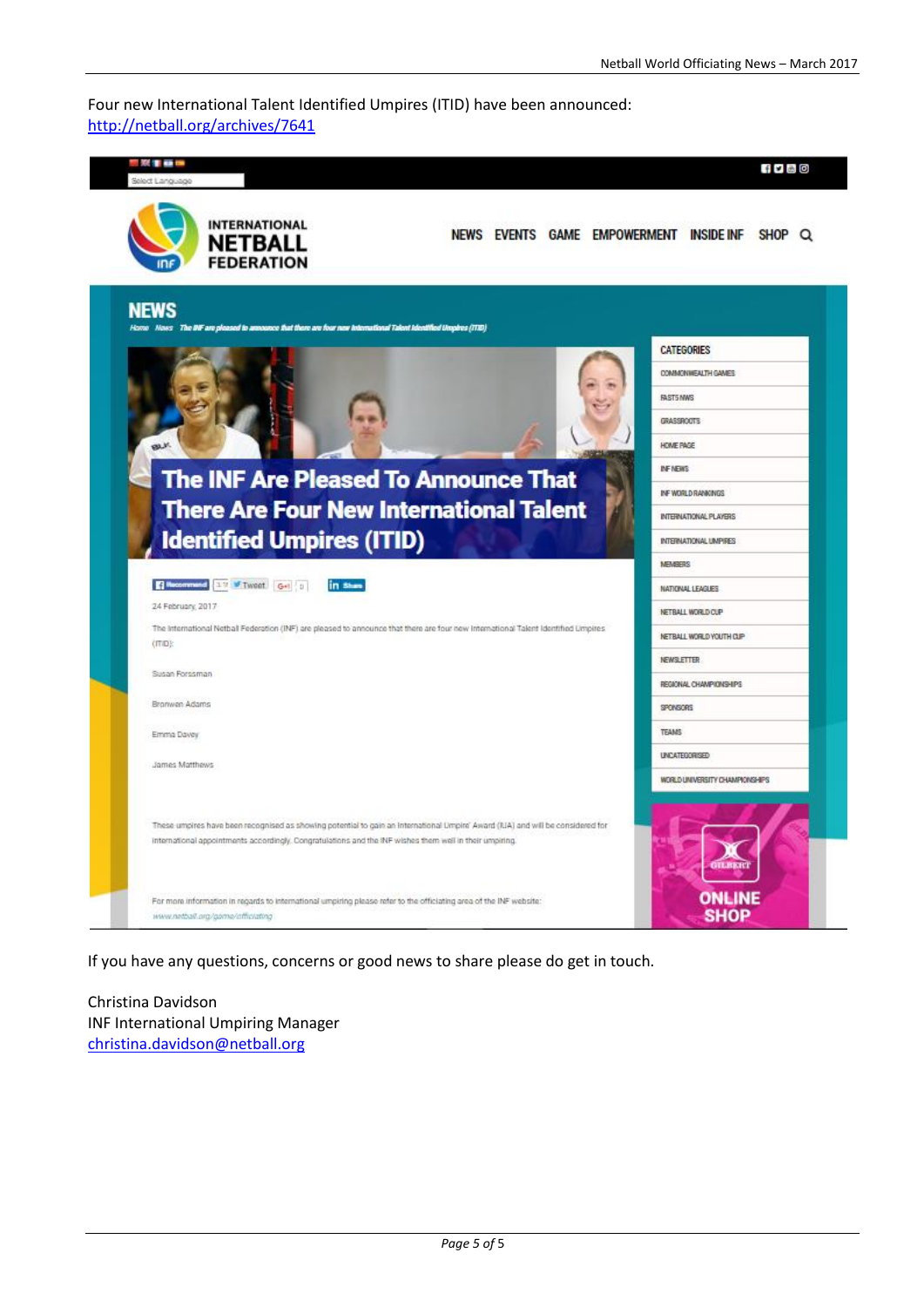Four new International Talent Identified Umpires (ITID) have been announced: http://netball.org/archives/7641

If you have any questions, concerns or good news to share please do get in touch.

Christina Davidson
INF International Umpiring Manager
christina.davidson@netball.org